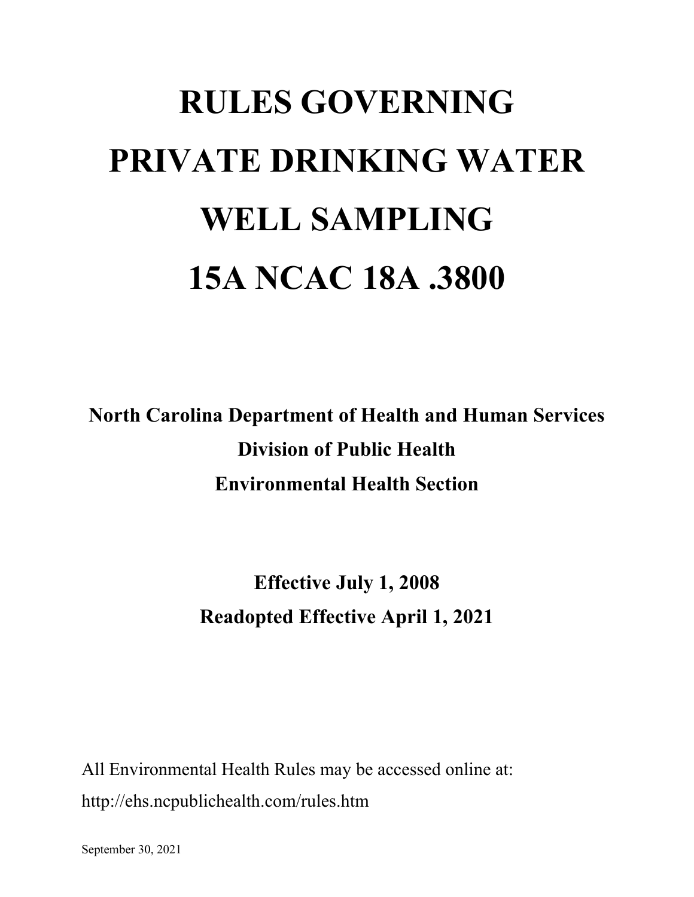# RULES GOVERNING PRIVATE DRINKING WATER WELL SAMPLING 15A NCAC 18A .3800

**North Carolina Department of Health and Human Services**
**Division of Public Health**
**Environmental Health Section**

**Effective July 1, 2008**
**Readopted Effective April 1, 2021**

All Environmental Health Rules may be accessed online at:
http://ehs.ncpublichealth.com/rules.htm

September 30, 2021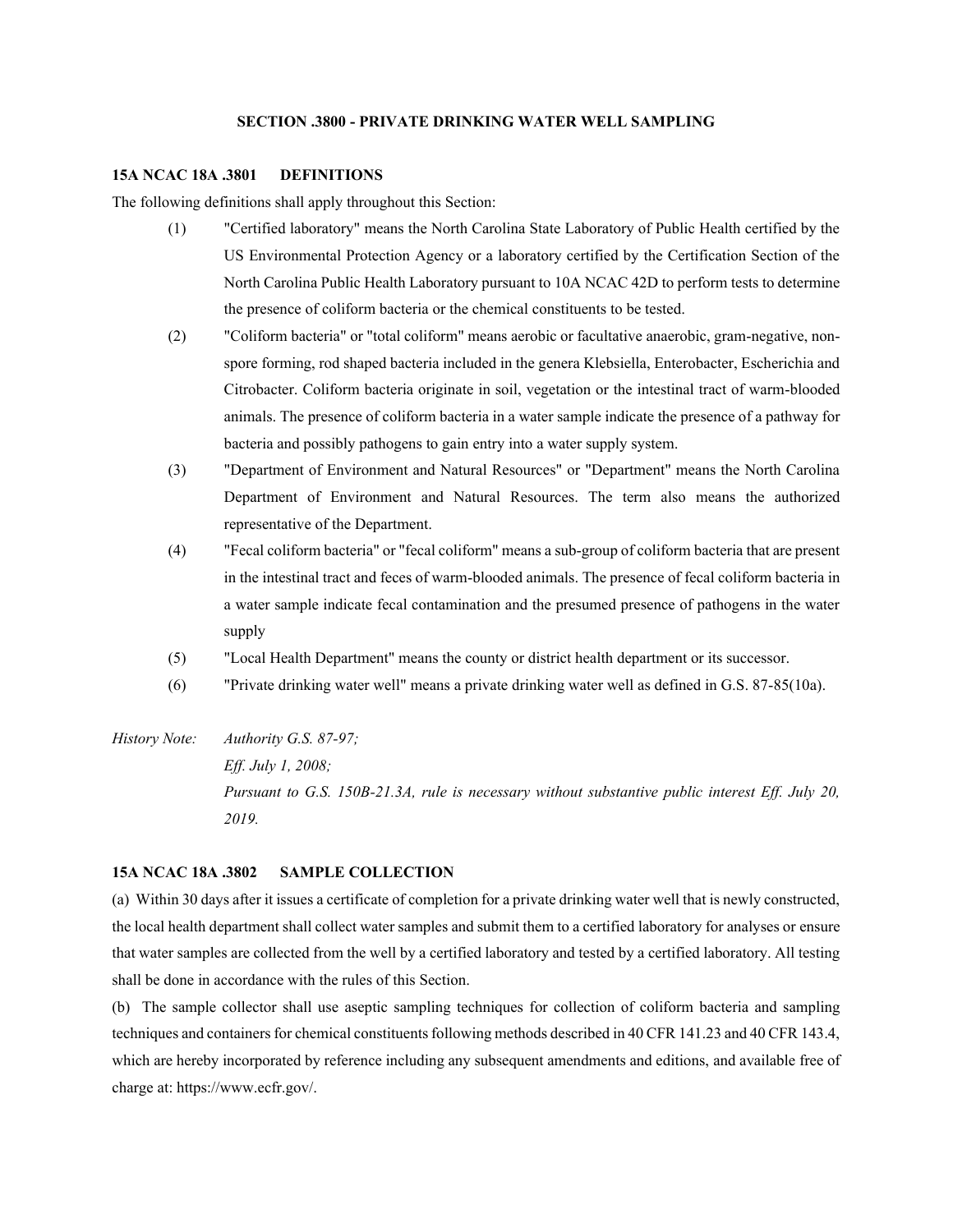## SECTION .3800 - PRIVATE DRINKING WATER WELL SAMPLING

### 15A NCAC 18A .3801 DEFINITIONS

The following definitions shall apply throughout this Section:

(1) "Certified laboratory" means the North Carolina State Laboratory of Public Health certified by the US Environmental Protection Agency or a laboratory certified by the Certification Section of the North Carolina Public Health Laboratory pursuant to 10A NCAC 42D to perform tests to determine the presence of coliform bacteria or the chemical constituents to be tested.

(2) "Coliform bacteria" or "total coliform" means aerobic or facultative anaerobic, gram-negative, non-spore forming, rod shaped bacteria included in the genera Klebsiella, Enterobacter, Escherichia and Citrobacter. Coliform bacteria originate in soil, vegetation or the intestinal tract of warm-blooded animals. The presence of coliform bacteria in a water sample indicate the presence of a pathway for bacteria and possibly pathogens to gain entry into a water supply system.

(3) "Department of Environment and Natural Resources" or "Department" means the North Carolina Department of Environment and Natural Resources. The term also means the authorized representative of the Department.

(4) "Fecal coliform bacteria" or "fecal coliform" means a sub-group of coliform bacteria that are present in the intestinal tract and feces of warm-blooded animals. The presence of fecal coliform bacteria in a water sample indicate fecal contamination and the presumed presence of pathogens in the water supply

(5) "Local Health Department" means the county or district health department or its successor.

(6) "Private drinking water well" means a private drinking water well as defined in G.S. 87-85(10a).

*History Note: Authority G.S. 87-97;*
*Eff. July 1, 2008;*
*Pursuant to G.S. 150B-21.3A, rule is necessary without substantive public interest Eff. July 20, 2019.*

### 15A NCAC 18A .3802 SAMPLE COLLECTION

(a) Within 30 days after it issues a certificate of completion for a private drinking water well that is newly constructed, the local health department shall collect water samples and submit them to a certified laboratory for analyses or ensure that water samples are collected from the well by a certified laboratory and tested by a certified laboratory. All testing shall be done in accordance with the rules of this Section.

(b) The sample collector shall use aseptic sampling techniques for collection of coliform bacteria and sampling techniques and containers for chemical constituents following methods described in 40 CFR 141.23 and 40 CFR 143.4, which are hereby incorporated by reference including any subsequent amendments and editions, and available free of charge at: https://www.ecfr.gov/.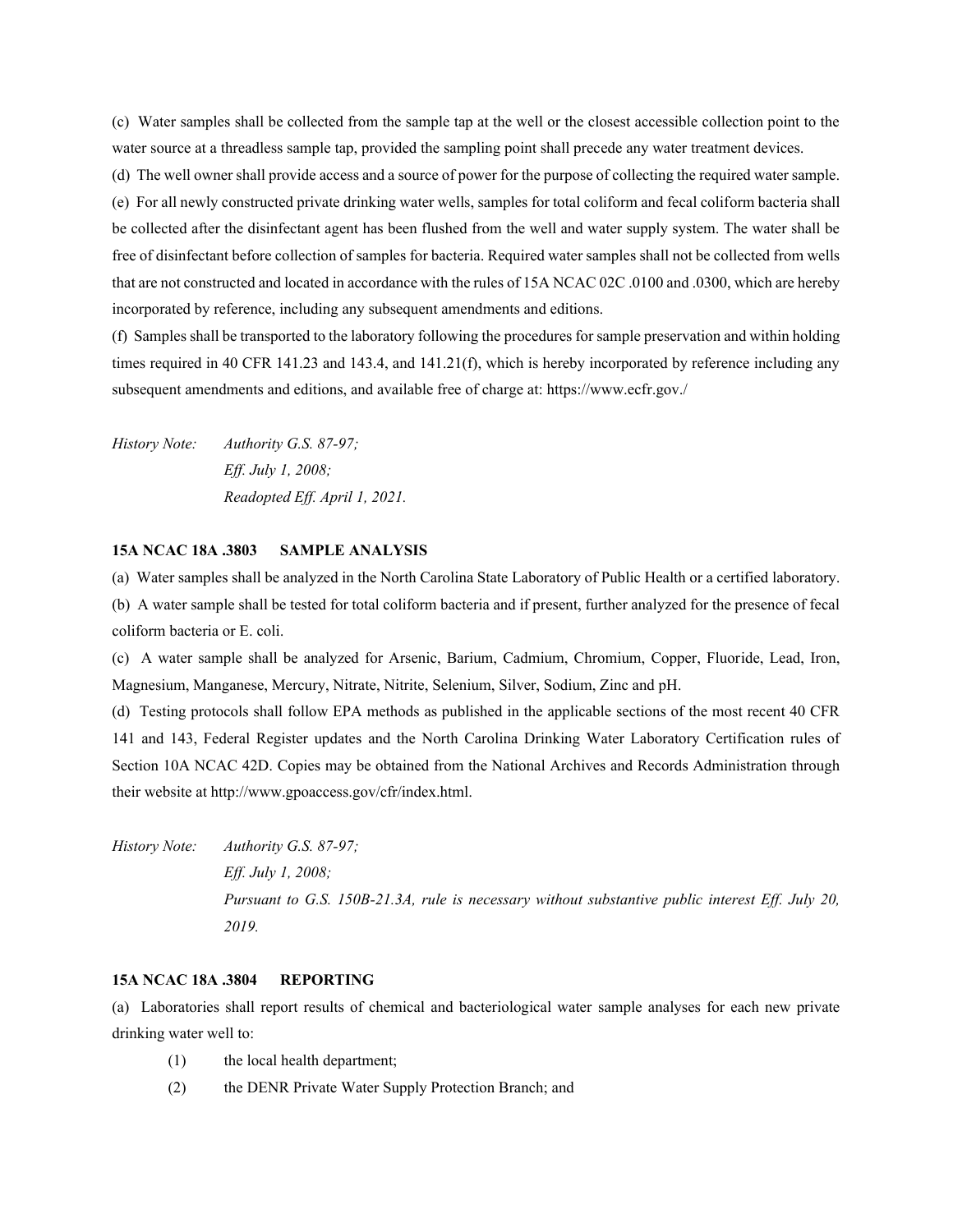(c) Water samples shall be collected from the sample tap at the well or the closest accessible collection point to the water source at a threadless sample tap, provided the sampling point shall precede any water treatment devices.

(d) The well owner shall provide access and a source of power for the purpose of collecting the required water sample.

(e) For all newly constructed private drinking water wells, samples for total coliform and fecal coliform bacteria shall be collected after the disinfectant agent has been flushed from the well and water supply system. The water shall be free of disinfectant before collection of samples for bacteria. Required water samples shall not be collected from wells that are not constructed and located in accordance with the rules of 15A NCAC 02C .0100 and .0300, which are hereby incorporated by reference, including any subsequent amendments and editions.

(f) Samples shall be transported to the laboratory following the procedures for sample preservation and within holding times required in 40 CFR 141.23 and 143.4, and 141.21(f), which is hereby incorporated by reference including any subsequent amendments and editions, and available free of charge at: https://www.ecfr.gov./

*History Note:* *Authority G.S. 87-97;*
*Eff. July 1, 2008;*
*Readopted Eff. April 1, 2021.*

**15A NCAC 18A .3803 SAMPLE ANALYSIS**

(a) Water samples shall be analyzed in the North Carolina State Laboratory of Public Health or a certified laboratory.

(b) A water sample shall be tested for total coliform bacteria and if present, further analyzed for the presence of fecal coliform bacteria or E. coli.

(c) A water sample shall be analyzed for Arsenic, Barium, Cadmium, Chromium, Copper, Fluoride, Lead, Iron, Magnesium, Manganese, Mercury, Nitrate, Nitrite, Selenium, Silver, Sodium, Zinc and pH.

(d) Testing protocols shall follow EPA methods as published in the applicable sections of the most recent 40 CFR 141 and 143, Federal Register updates and the North Carolina Drinking Water Laboratory Certification rules of Section 10A NCAC 42D. Copies may be obtained from the National Archives and Records Administration through their website at http://www.gpoaccess.gov/cfr/index.html.

*History Note:* *Authority G.S. 87-97;*
*Eff. July 1, 2008;*
*Pursuant to G.S. 150B-21.3A, rule is necessary without substantive public interest Eff. July 20, 2019.*

**15A NCAC 18A .3804 REPORTING**

(a) Laboratories shall report results of chemical and bacteriological water sample analyses for each new private drinking water well to:

(1) the local health department;

(2) the DENR Private Water Supply Protection Branch; and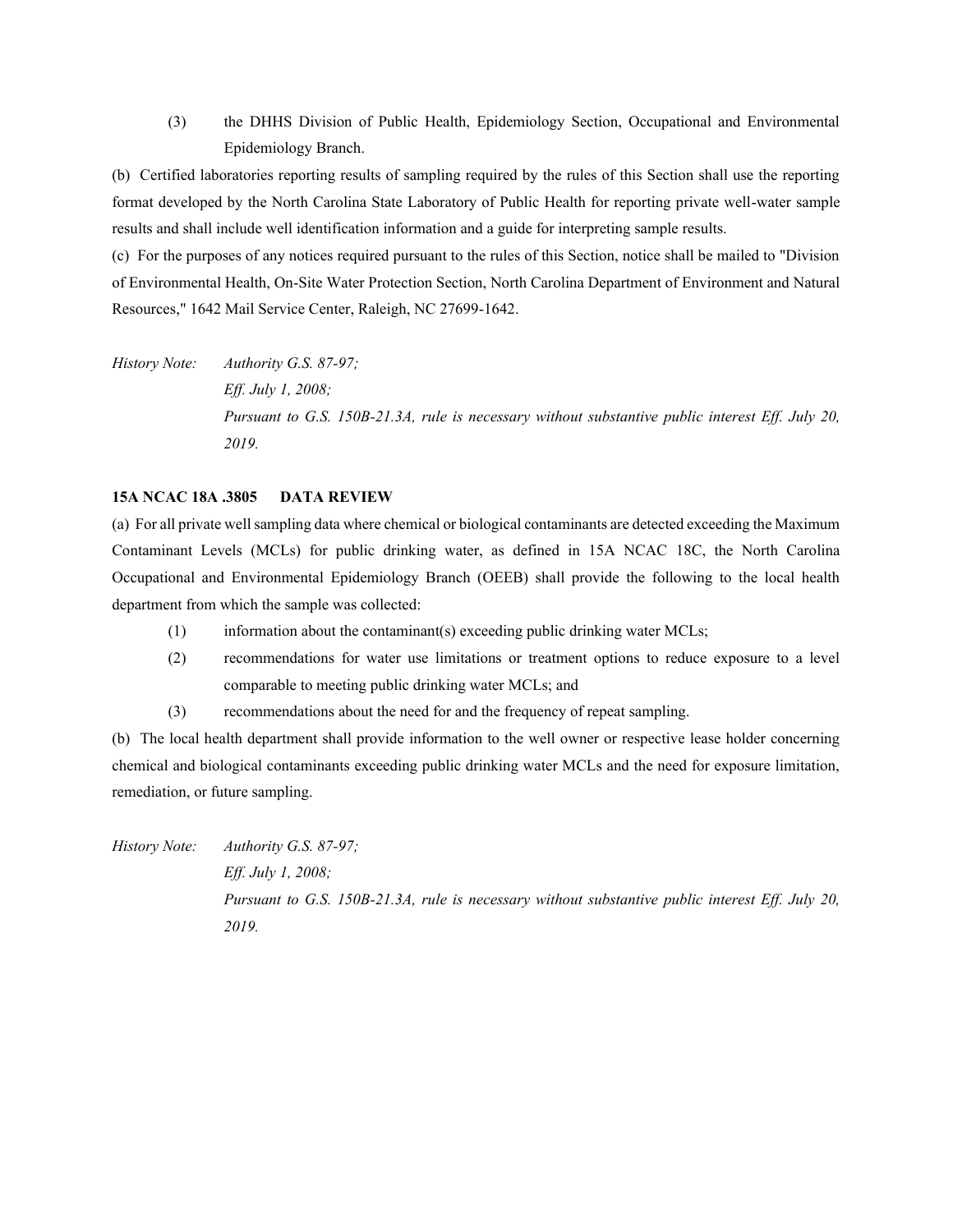(3) the DHHS Division of Public Health, Epidemiology Section, Occupational and Environmental Epidemiology Branch.

(b) Certified laboratories reporting results of sampling required by the rules of this Section shall use the reporting format developed by the North Carolina State Laboratory of Public Health for reporting private well-water sample results and shall include well identification information and a guide for interpreting sample results.

(c) For the purposes of any notices required pursuant to the rules of this Section, notice shall be mailed to "Division of Environmental Health, On-Site Water Protection Section, North Carolina Department of Environment and Natural Resources," 1642 Mail Service Center, Raleigh, NC 27699-1642.

*History Note: Authority G.S. 87-97;*
*Eff. July 1, 2008;*
*Pursuant to G.S. 150B-21.3A, rule is necessary without substantive public interest Eff. July 20, 2019.*

**15A NCAC 18A .3805 DATA REVIEW**

(a) For all private well sampling data where chemical or biological contaminants are detected exceeding the Maximum Contaminant Levels (MCLs) for public drinking water, as defined in 15A NCAC 18C, the North Carolina Occupational and Environmental Epidemiology Branch (OEEB) shall provide the following to the local health department from which the sample was collected:

(1) information about the contaminant(s) exceeding public drinking water MCLs;

(2) recommendations for water use limitations or treatment options to reduce exposure to a level comparable to meeting public drinking water MCLs; and

(3) recommendations about the need for and the frequency of repeat sampling.

(b) The local health department shall provide information to the well owner or respective lease holder concerning chemical and biological contaminants exceeding public drinking water MCLs and the need for exposure limitation, remediation, or future sampling.

*History Note: Authority G.S. 87-97;*
*Eff. July 1, 2008;*
*Pursuant to G.S. 150B-21.3A, rule is necessary without substantive public interest Eff. July 20, 2019.*